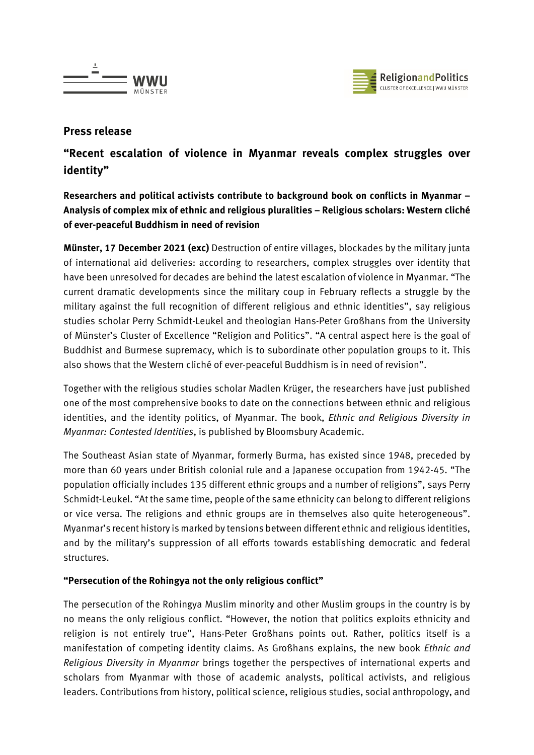## Press release

# "Recent escalation of violence in Myanmar reveals complex struggles over identity"

**Researchers and political activists contribute to background book on conflicts in Myanmar – Analysis of complex mix of ethnic and religious pluralities – Religious scholars: Western cliché of ever-peaceful Buddhism in need of revision**

**Münster, 17 December 2021 (exc)** Destruction of entire villages, blockades by the military junta of international aid deliveries: according to researchers, complex struggles over identity that have been unresolved for decades are behind the latest escalation of violence in Myanmar. "The current dramatic developments since the military coup in February reflects a struggle by the military against the full recognition of different religious and ethnic identities", say religious studies scholar Perry Schmidt-Leukel and theologian Hans-Peter Großhans from the University of Münster's Cluster of Excellence "Religion and Politics". "A central aspect here is the goal of Buddhist and Burmese supremacy, which is to subordinate other population groups to it. This also shows that the Western cliché of ever-peaceful Buddhism is in need of revision".

Together with the religious studies scholar Madlen Krüger, the researchers have just published one of the most comprehensive books to date on the connections between ethnic and religious identities, and the identity politics, of Myanmar. The book, *Ethnic and Religious Diversity in Myanmar: Contested Identities*, is published by Bloomsbury Academic.

The Southeast Asian state of Myanmar, formerly Burma, has existed since 1948, preceded by more than 60 years under British colonial rule and a Japanese occupation from 1942-45. "The population officially includes 135 different ethnic groups and a number of religions", says Perry Schmidt-Leukel. "At the same time, people of the same ethnicity can belong to different religions or vice versa. The religions and ethnic groups are in themselves also quite heterogeneous". Myanmar's recent history is marked by tensions between different ethnic and religious identities, and by the military's suppression of all efforts towards establishing democratic and federal structures.

### "Persecution of the Rohingya not the only religious conflict"

The persecution of the Rohingya Muslim minority and other Muslim groups in the country is by no means the only religious conflict. "However, the notion that politics exploits ethnicity and religion is not entirely true", Hans-Peter Großhans points out. Rather, politics itself is a manifestation of competing identity claims. As Großhans explains, the new book *Ethnic and Religious Diversity in Myanmar* brings together the perspectives of international experts and scholars from Myanmar with those of academic analysts, political activists, and religious leaders. Contributions from history, political science, religious studies, social anthropology, and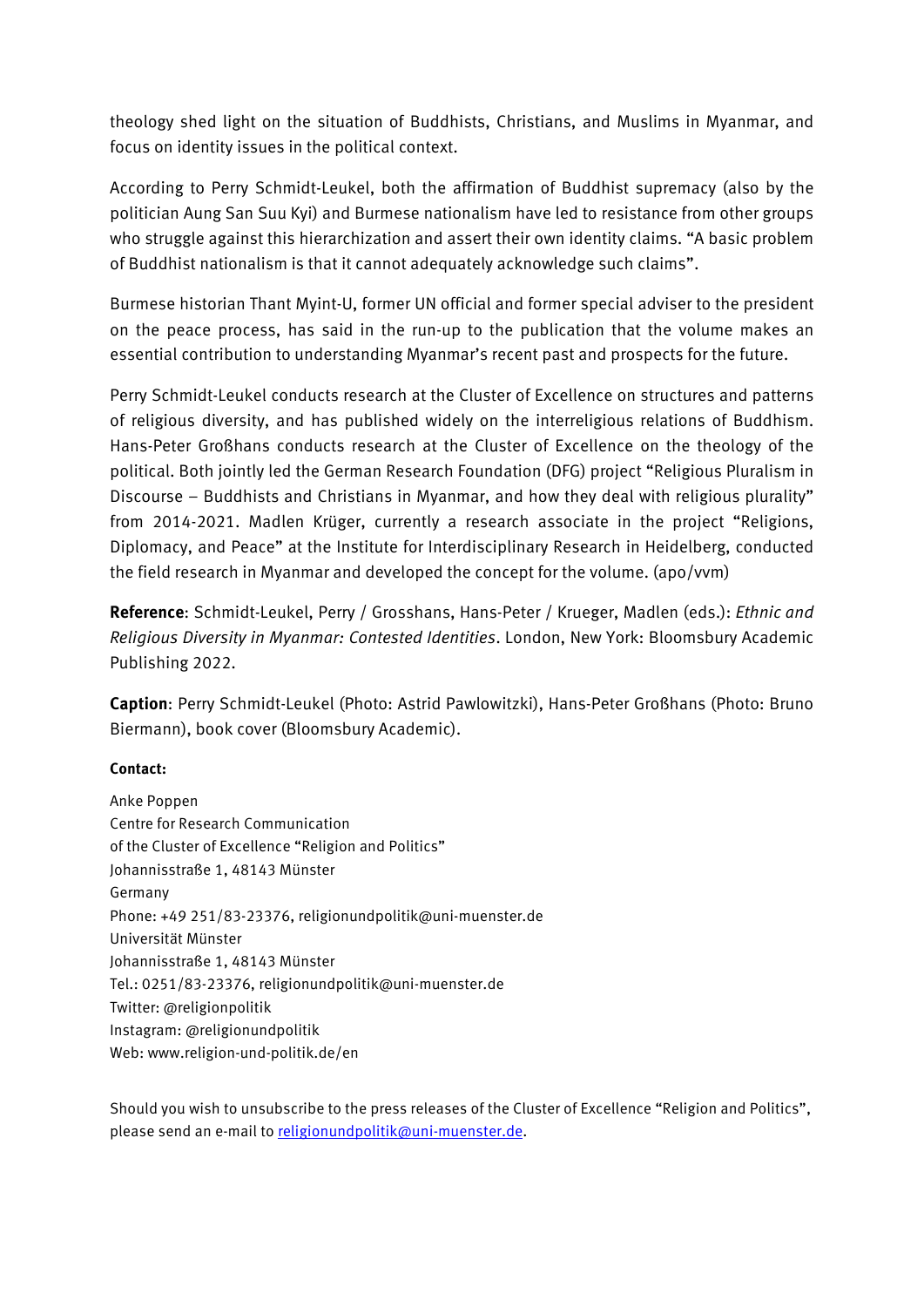theology shed light on the situation of Buddhists, Christians, and Muslims in Myanmar, and focus on identity issues in the political context.

According to Perry Schmidt-Leukel, both the affirmation of Buddhist supremacy (also by the politician Aung San Suu Kyi) and Burmese nationalism have led to resistance from other groups who struggle against this hierarchization and assert their own identity claims. "A basic problem of Buddhist nationalism is that it cannot adequately acknowledge such claims".

Burmese historian Thant Myint-U, former UN official and former special adviser to the president on the peace process, has said in the run-up to the publication that the volume makes an essential contribution to understanding Myanmar's recent past and prospects for the future.

Perry Schmidt-Leukel conducts research at the Cluster of Excellence on structures and patterns of religious diversity, and has published widely on the interreligious relations of Buddhism. Hans-Peter Großhans conducts research at the Cluster of Excellence on the theology of the political. Both jointly led the German Research Foundation (DFG) project "Religious Pluralism in Discourse – Buddhists and Christians in Myanmar, and how they deal with religious plurality" from 2014-2021. Madlen Krüger, currently a research associate in the project "Religions, Diplomacy, and Peace" at the Institute for Interdisciplinary Research in Heidelberg, conducted the field research in Myanmar and developed the concept for the volume. (apo/vvm)

**Reference**: Schmidt-Leukel, Perry / Grosshans, Hans-Peter / Krueger, Madlen (eds.): *Ethnic and Religious Diversity in Myanmar: Contested Identities*. London, New York: Bloomsbury Academic Publishing 2022.

**Caption**: Perry Schmidt-Leukel (Photo: Astrid Pawlowitzki), Hans-Peter Großhans (Photo: Bruno Biermann), book cover (Bloomsbury Academic).

**Contact:**

Anke Poppen
Centre for Research Communication
of the Cluster of Excellence "Religion and Politics"
Johannisstraße 1, 48143 Münster
Germany
Phone: +49 251/83-23376, religionundpolitik@uni-muenster.de
Universität Münster
Johannisstraße 1, 48143 Münster
Tel.: 0251/83-23376, religionundpolitik@uni-muenster.de
Twitter: @religionpolitik
Instagram: @religionundpolitik
Web: www.religion-und-politik.de/en

Should you wish to unsubscribe to the press releases of the Cluster of Excellence "Religion and Politics", please send an e-mail to religionundpolitik@uni-muenster.de.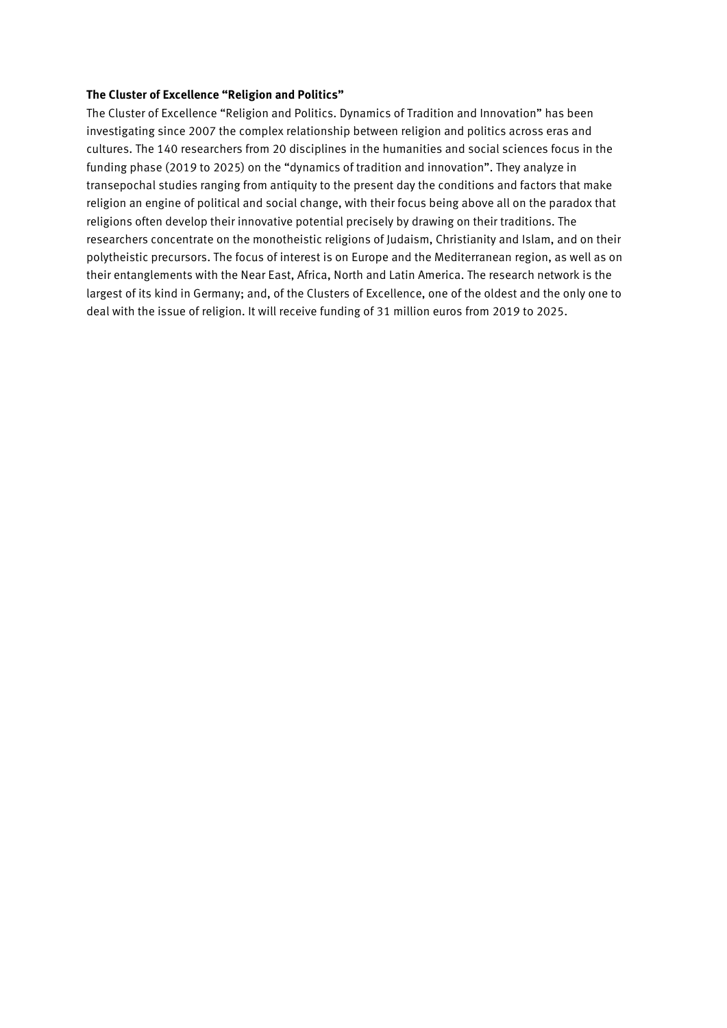**The Cluster of Excellence "Religion and Politics"**

The Cluster of Excellence "Religion and Politics. Dynamics of Tradition and Innovation" has been investigating since 2007 the complex relationship between religion and politics across eras and cultures. The 140 researchers from 20 disciplines in the humanities and social sciences focus in the funding phase (2019 to 2025) on the "dynamics of tradition and innovation". They analyze in transepochal studies ranging from antiquity to the present day the conditions and factors that make religion an engine of political and social change, with their focus being above all on the paradox that religions often develop their innovative potential precisely by drawing on their traditions. The researchers concentrate on the monotheistic religions of Judaism, Christianity and Islam, and on their polytheistic precursors. The focus of interest is on Europe and the Mediterranean region, as well as on their entanglements with the Near East, Africa, North and Latin America. The research network is the largest of its kind in Germany; and, of the Clusters of Excellence, one of the oldest and the only one to deal with the issue of religion. It will receive funding of 31 million euros from 2019 to 2025.